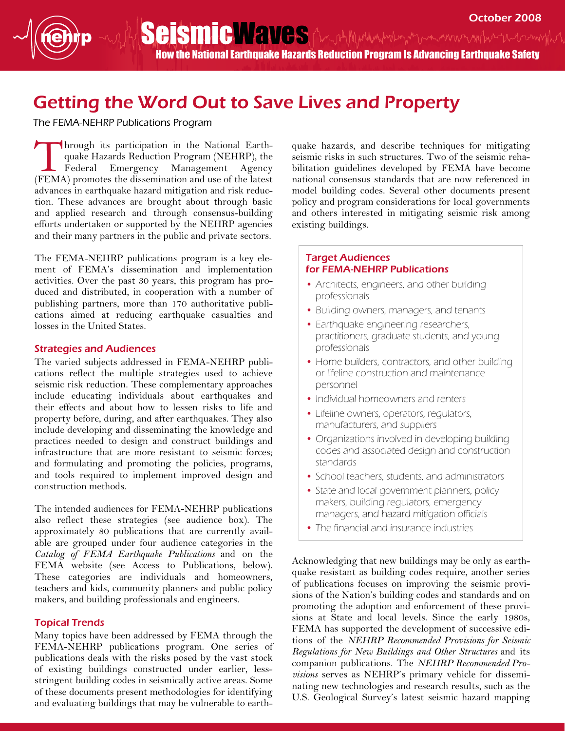# Getting the Word Out to Save Lives and Property

The FEMA-NEHRP Publications Program

Through its participation in the National Earthquake Hazards Reduction Program (NEHRP), the Federal Emergency Management Agency (FEMA) promotes the dissemination and use of the latest advances in earthquake hazard mitigation and risk reduction. These advances are brought about through basic and applied research and through consensus-building efforts undertaken or supported by the NEHRP agencies and their many partners in the public and private sectors.

The FEMA-NEHRP publications program is a key element of FEMA's dissemination and implementation activities. Over the past 30 years, this program has produced and distributed, in cooperation with a number of publishing partners, more than 170 authoritative publications aimed at reducing earthquake casualties and losses in the United States.

## Strategies and Audiences

The varied subjects addressed in FEMA-NEHRP publications reflect the multiple strategies used to achieve seismic risk reduction. These complementary approaches include educating individuals about earthquakes and their effects and about how to lessen risks to life and property before, during, and after earthquakes. They also include developing and disseminating the knowledge and practices needed to design and construct buildings and infrastructure that are more resistant to seismic forces; and formulating and promoting the policies, programs, and tools required to implement improved design and construction methods.

The intended audiences for FEMA-NEHRP publications also reflect these strategies (see audience box). The approximately 80 publications that are currently available are grouped under four audience categories in the *Catalog of FEMA Earthquake Publications* and on the FEMA website (see Access to Publications, below). These categories are individuals and homeowners, teachers and kids, community planners and public policy makers, and building professionals and engineers.

## Topical Trends

Many topics have been addressed by FEMA through the FEMA-NEHRP publications program. One series of publications deals with the risks posed by the vast stock of existing buildings constructed under earlier, less-stringent building codes in seismically active areas. Some of these documents present methodologies for identifying and evaluating buildings that may be vulnerable to earthquake hazards, and describe techniques for mitigating seismic risks in such structures. Two of the seismic rehabilitation guidelines developed by FEMA have become national consensus standards that are now referenced in model building codes. Several other documents present policy and program considerations for local governments and others interested in mitigating seismic risk among existing buildings.

### Target Audiences for FEMA-NEHRP Publications

- Architects, engineers, and other building professionals
- Building owners, managers, and tenants
- Earthquake engineering researchers, practitioners, graduate students, and young professionals
- Home builders, contractors, and other building or lifeline construction and maintenance personnel
- Individual homeowners and renters
- Lifeline owners, operators, regulators, manufacturers, and suppliers
- Organizations involved in developing building codes and associated design and construction standards
- School teachers, students, and administrators
- State and local government planners, policy makers, building regulators, emergency managers, and hazard mitigation officials
- The financial and insurance industries

Acknowledging that new buildings may be only as earthquake resistant as building codes require, another series of publications focuses on improving the seismic provisions of the Nation's building codes and standards and on promoting the adoption and enforcement of these provisions at State and local levels. Since the early 1980s, FEMA has supported the development of successive editions of the *NEHRP Recommended Provisions for Seismic Regulations for New Buildings and Other Structures* and its companion publications. The *NEHRP Recommended Provisions* serves as NEHRP's primary vehicle for disseminating new technologies and research results, such as the U.S. Geological Survey's latest seismic hazard mapping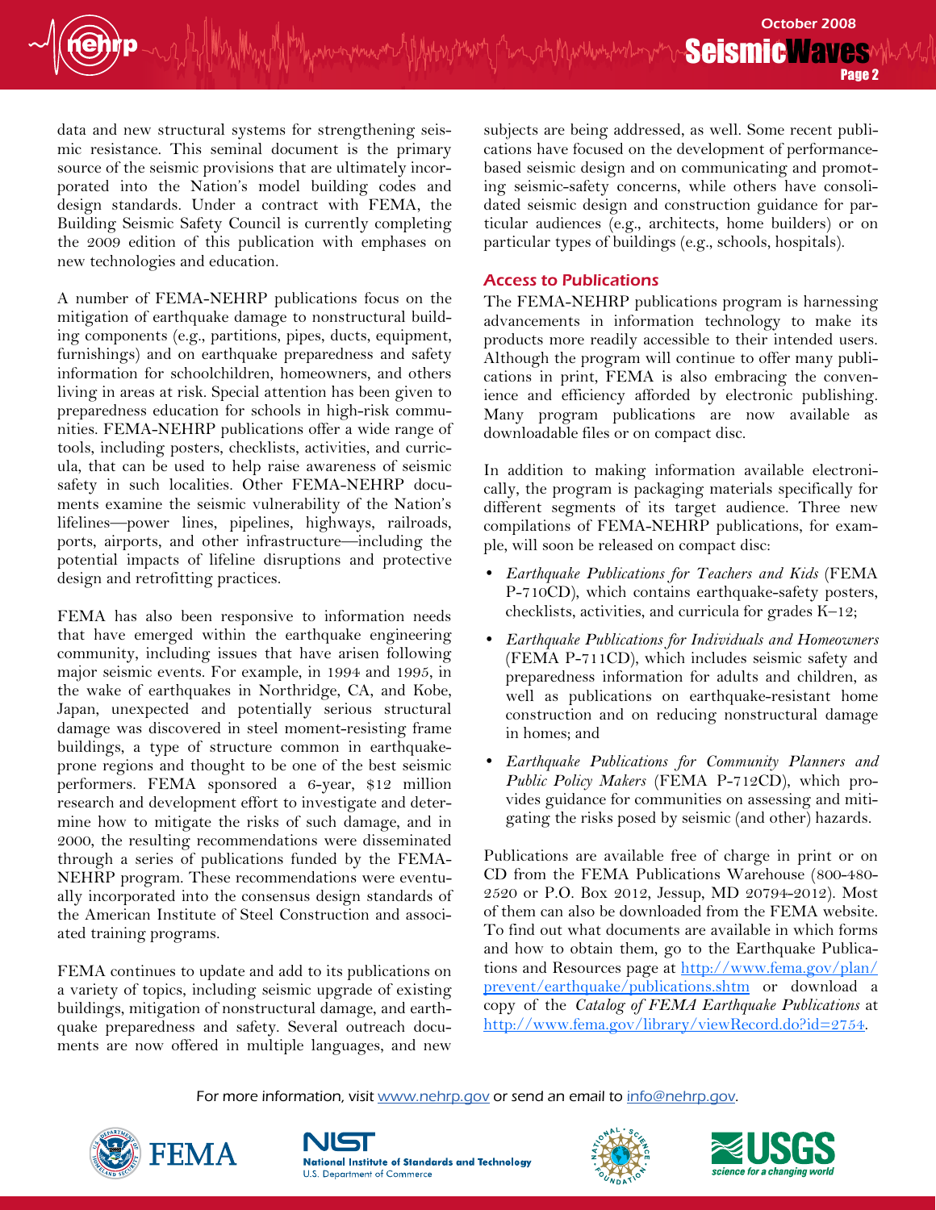data and new structural systems for strengthening seismic resistance. This seminal document is the primary source of the seismic provisions that are ultimately incorporated into the Nation's model building codes and design standards. Under a contract with FEMA, the Building Seismic Safety Council is currently completing the 2009 edition of this publication with emphases on new technologies and education.

A number of FEMA-NEHRP publications focus on the mitigation of earthquake damage to nonstructural building components (e.g., partitions, pipes, ducts, equipment, furnishings) and on earthquake preparedness and safety information for schoolchildren, homeowners, and others living in areas at risk. Special attention has been given to preparedness education for schools in high-risk communities. FEMA-NEHRP publications offer a wide range of tools, including posters, checklists, activities, and curricula, that can be used to help raise awareness of seismic safety in such localities. Other FEMA-NEHRP documents examine the seismic vulnerability of the Nation's lifelines—power lines, pipelines, highways, railroads, ports, airports, and other infrastructure—including the potential impacts of lifeline disruptions and protective design and retrofitting practices.

FEMA has also been responsive to information needs that have emerged within the earthquake engineering community, including issues that have arisen following major seismic events. For example, in 1994 and 1995, in the wake of earthquakes in Northridge, CA, and Kobe, Japan, unexpected and potentially serious structural damage was discovered in steel moment-resisting frame buildings, a type of structure common in earthquake-prone regions and thought to be one of the best seismic performers. FEMA sponsored a 6-year, $12 million research and development effort to investigate and determine how to mitigate the risks of such damage, and in 2000, the resulting recommendations were disseminated through a series of publications funded by the FEMA-NEHRP program. These recommendations were eventually incorporated into the consensus design standards of the American Institute of Steel Construction and associated training programs.

FEMA continues to update and add to its publications on a variety of topics, including seismic upgrade of existing buildings, mitigation of nonstructural damage, and earthquake preparedness and safety. Several outreach documents are now offered in multiple languages, and new subjects are being addressed, as well. Some recent publications have focused on the development of performance-based seismic design and on communicating and promoting seismic-safety concerns, while others have consolidated seismic design and construction guidance for particular audiences (e.g., architects, home builders) or on particular types of buildings (e.g., schools, hospitals).

## Access to Publications

The FEMA-NEHRP publications program is harnessing advancements in information technology to make its products more readily accessible to their intended users. Although the program will continue to offer many publications in print, FEMA is also embracing the convenience and efficiency afforded by electronic publishing. Many program publications are now available as downloadable files or on compact disc.

In addition to making information available electronically, the program is packaging materials specifically for different segments of its target audience. Three new compilations of FEMA-NEHRP publications, for example, will soon be released on compact disc:

- *Earthquake Publications for Teachers and Kids* (FEMA P-710CD), which contains earthquake-safety posters, checklists, activities, and curricula for grades K–12;
- *Earthquake Publications for Individuals and Homeowners* (FEMA P-711CD), which includes seismic safety and preparedness information for adults and children, as well as publications on earthquake-resistant home construction and on reducing nonstructural damage in homes; and
- *Earthquake Publications for Community Planners and Public Policy Makers* (FEMA P-712CD), which provides guidance for communities on assessing and mitigating the risks posed by seismic (and other) hazards.

Publications are available free of charge in print or on CD from the FEMA Publications Warehouse (800-480-2520 or P.O. Box 2012, Jessup, MD 20794-2012). Most of them can also be downloaded from the FEMA website. To find out what documents are available in which forms and how to obtain them, go to the Earthquake Publications and Resources page at http://www.fema.gov/plan/prevent/earthquake/publications.shtm or download a copy of the *Catalog of FEMA Earthquake Publications* at http://www.fema.gov/library/viewRecord.do?id=2754.

For more information, visit www.nehrp.gov or send an email to info@nehrp.gov.